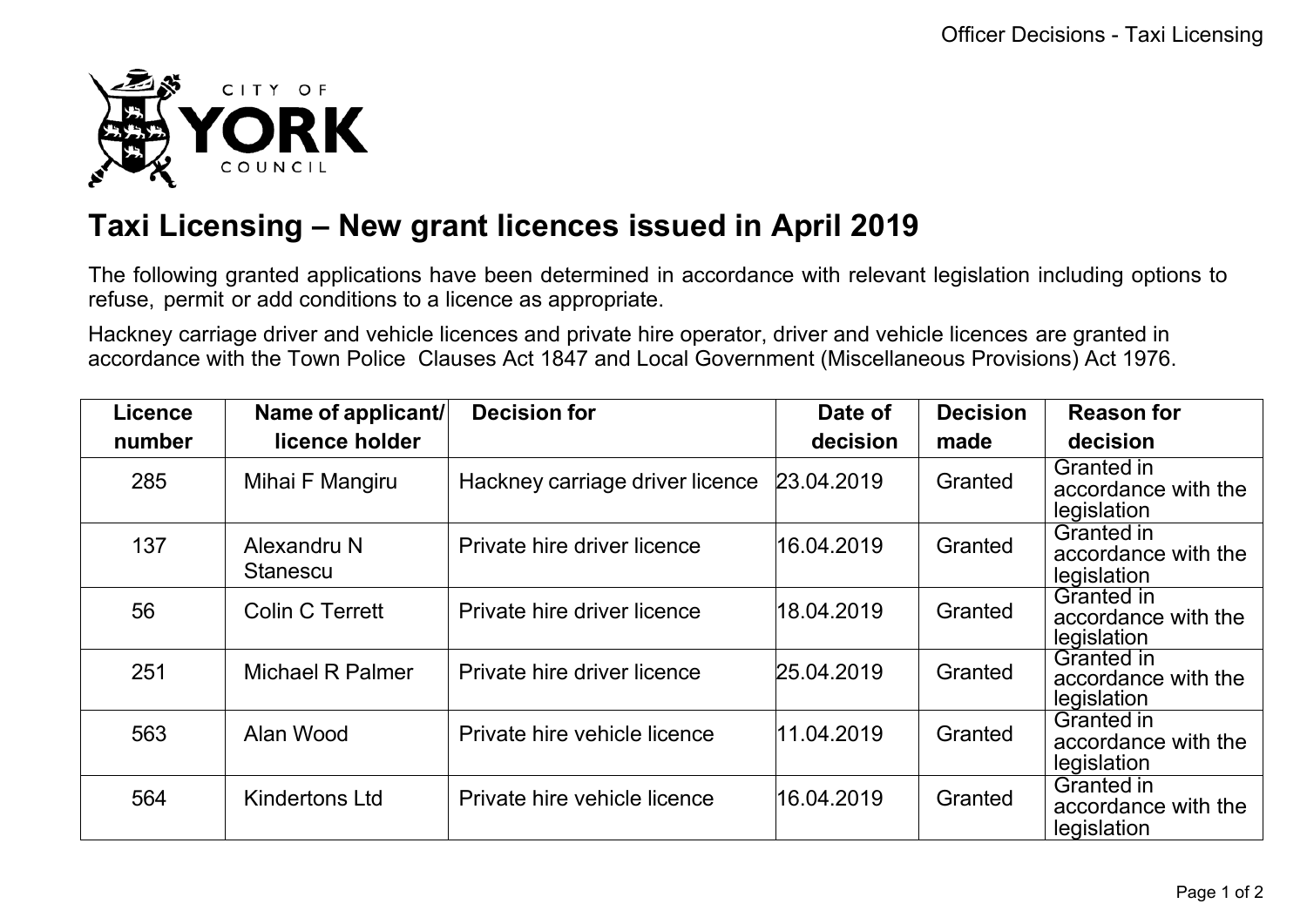CITY OF YORK COUNCIL

# Taxi Licensing – New grant licences issued in April 2019

The following granted applications have been determined in accordance with relevant legislation including options to refuse, permit or add conditions to a licence as appropriate.

Hackney carriage driver and vehicle licences and private hire operator, driver and vehicle licences are granted in accordance with the Town Police Clauses Act 1847 and Local Government (Miscellaneous Provisions) Act 1976.

| Licence number | Name of applicant/ licence holder | Decision for | Date of decision | Decision made | Reason for decision |
|---|---|---|---|---|---|
| 285 | Mihai F Mangiru | Hackney carriage driver licence | 23.04.2019 | Granted | Granted in accordance with the legislation |
| 137 | Alexandru N Stanescu | Private hire driver licence | 16.04.2019 | Granted | Granted in accordance with the legislation |
| 56 | Colin C Terrett | Private hire driver licence | 18.04.2019 | Granted | Granted in accordance with the legislation |
| 251 | Michael R Palmer | Private hire driver licence | 25.04.2019 | Granted | Granted in accordance with the legislation |
| 563 | Alan Wood | Private hire vehicle licence | 11.04.2019 | Granted | Granted in accordance with the legislation |
| 564 | Kindertons Ltd | Private hire vehicle licence | 16.04.2019 | Granted | Granted in accordance with the legislation |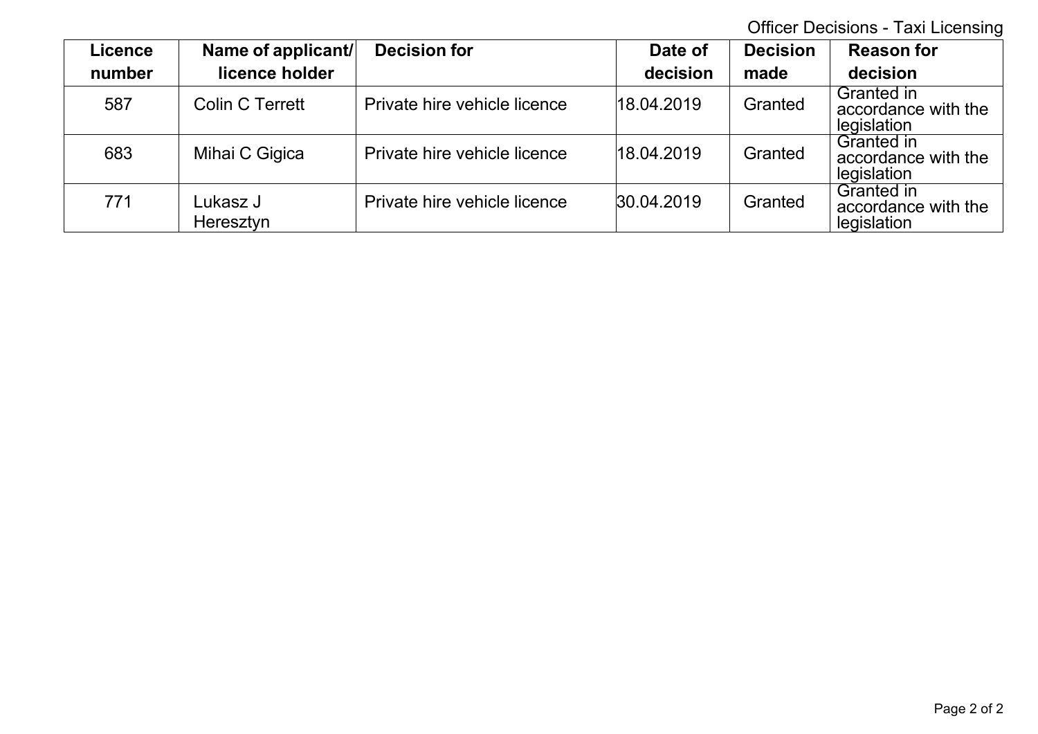Officer Decisions - Taxi Licensing

| Licence number | Name of applicant/ licence holder | Decision for | Date of decision | Decision made | Reason for decision |
|---|---|---|---|---|---|
| 587 | Colin C Terrett | Private hire vehicle licence | 18.04.2019 | Granted | Granted in accordance with the legislation |
| 683 | Mihai C Gigica | Private hire vehicle licence | 18.04.2019 | Granted | Granted in accordance with the legislation |
| 771 | Lukasz J Heresztyn | Private hire vehicle licence | 30.04.2019 | Granted | Granted in accordance with the legislation |